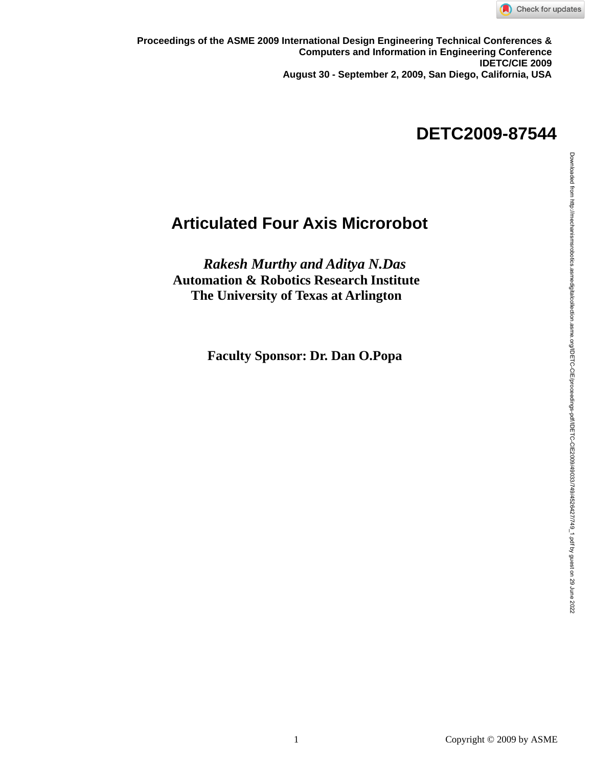**Proceedings of the ASME 2009 International Design Engineering Technical Conferences & Computers and Information in Engineering Conference**
**IDETC/CIE 2009**
**August 30 - September 2, 2009, San Diego, California, USA**

**DETC2009-87544**

# Articulated Four Axis Microrobot

***Rakesh Murthy and Aditya N.Das***
**Automation & Robotics Research Institute**
**The University of Texas at Arlington**

**Faculty Sponsor: Dr. Dan O.Popa**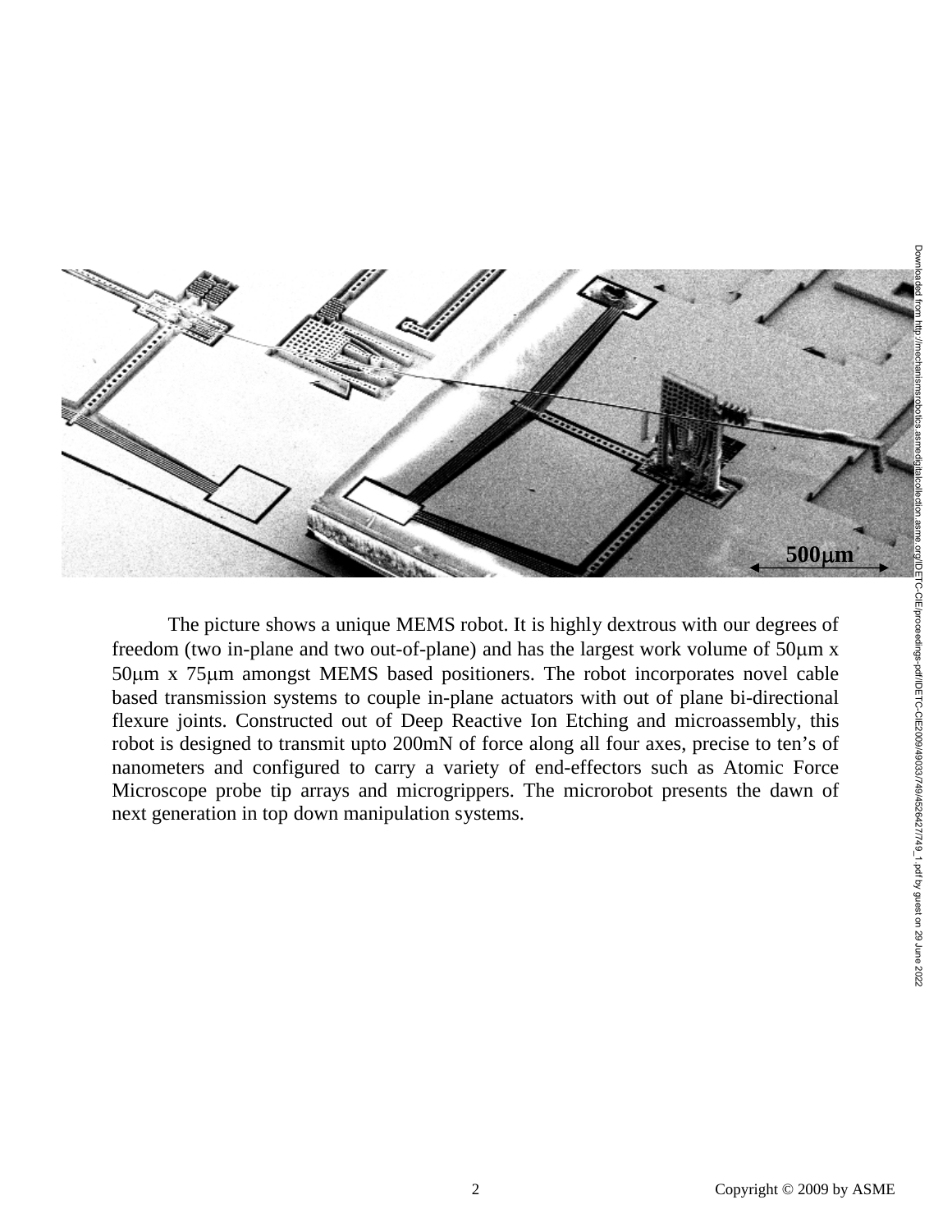The picture shows a unique MEMS robot. It is highly dextrous with our degrees of freedom (two in-plane and two out-of-plane) and has the largest work volume of 50μm x 50μm x 75μm amongst MEMS based positioners. The robot incorporates novel cable based transmission systems to couple in-plane actuators with out of plane bi-directional flexure joints. Constructed out of Deep Reactive Ion Etching and microassembly, this robot is designed to transmit upto 200mN of force along all four axes, precise to ten's of nanometers and configured to carry a variety of end-effectors such as Atomic Force Microscope probe tip arrays and microgrippers. The microrobot presents the dawn of next generation in top down manipulation systems.